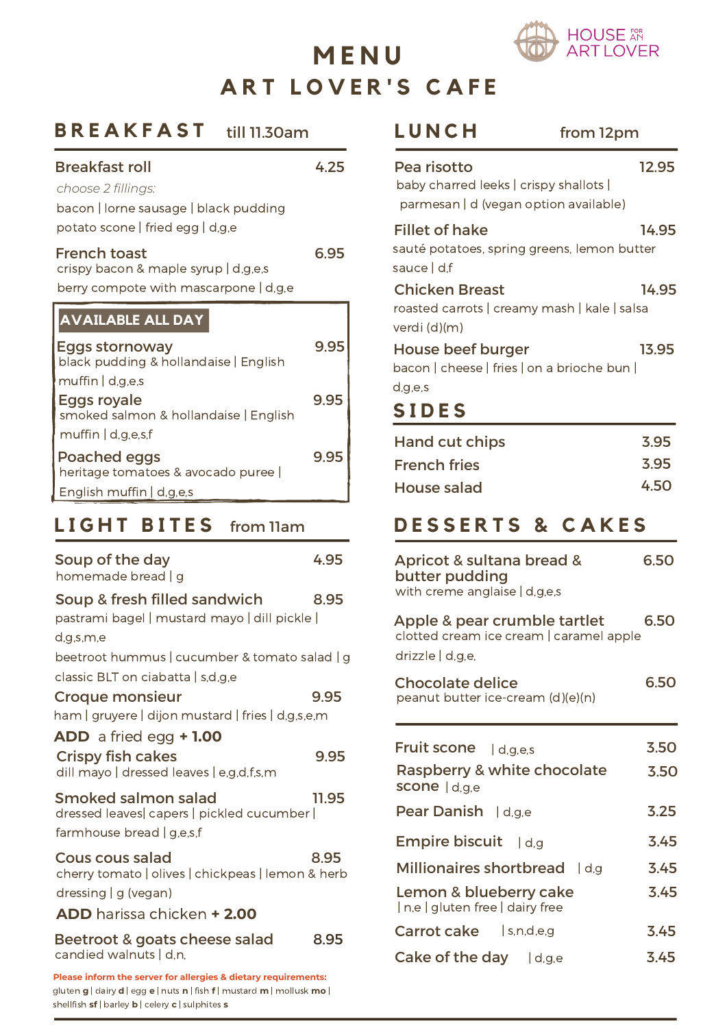# MENU

# ART LOVER'S CAFE

HOUSE FOR AN ART LOVER

## BREAKFAST till 11.30am

**Breakfast roll** 4.25
*choose 2 fillings:*
bacon | lorne sausage | black pudding
potato scone | fried egg | d,g,e

**French toast** 6.95
crispy bacon & maple syrup | d,g,e,s
berry compote with mascarpone | d,g,e

### AVAILABLE ALL DAY

**Eggs stornoway** 9.95
black pudding & hollandaise | English muffin | d,g,e,s

**Eggs royale** 9.95
smoked salmon & hollandaise | English muffin | d,g,e,s,f

**Poached eggs** 9.95
heritage tomatoes & avocado puree | English muffin | d,g,e,s

## LIGHT BITES from 11am

**Soup of the day** 4.95
homemade bread | g

**Soup & fresh filled sandwich** 8.95
pastrami bagel | mustard mayo | dill pickle | d,g,s,m,e
beetroot hummus | cucumber & tomato salad | g
classic BLT on ciabatta | s,d,g,e

**Croque monsieur** 9.95
ham | gruyere | dijon mustard | fries | d,g,s,e,m

**ADD** a fried egg **+ 1.00**

**Crispy fish cakes** 9.95
dill mayo | dressed leaves | e,g,d,f,s,m

**Smoked salmon salad** 11.95
dressed leaves| capers | pickled cucumber | farmhouse bread | g,e,s,f

**Cous cous salad** 8.95
cherry tomato | olives | chickpeas | lemon & herb dressing | g (vegan)

**ADD** harissa chicken **+ 2.00**

**Beetroot & goats cheese salad** 8.95
candied walnuts | d,n,

## LUNCH from 12pm

**Pea risotto** 12.95
baby charred leeks | crispy shallots | parmesan | d (vegan option available)

**Fillet of hake** 14.95
sauté potatoes, spring greens, lemon butter sauce | d,f

**Chicken Breast** 14.95
roasted carrots | creamy mash | kale | salsa verdi (d)(m)

**House beef burger** 13.95
bacon | cheese | fries | on a brioche bun | d,g,e,s

## SIDES

**Hand cut chips** 3.95
**French fries** 3.95
**House salad** 4.50

## DESSERTS & CAKES

**Apricot & sultana bread & butter pudding** 6.50
with creme anglaise | d,g,e,s

**Apple & pear crumble tartlet** 6.50
clotted cream ice cream | caramel apple drizzle | d,g,e,

**Chocolate delice** 6.50
peanut butter ice-cream (d)(e)(n)

---

**Fruit scone** | d,g,e,s 3.50
**Raspberry & white chocolate scone** | d,g,e 3.50
**Pear Danish** | d,g,e 3.25
**Empire biscuit** | d,g 3.45
**Millionaires shortbread** | d,g 3.45
**Lemon & blueberry cake** 3.45
| n,e | gluten free | dairy free
**Carrot cake** | s,n,d,e,g 3.45
**Cake of the day** | d,g,e 3.45

**Please inform the server for allergies & dietary requirements:**
gluten **g** | dairy **d** | egg **e** | nuts **n** | fish **f** | mustard **m** | mollusk **mo** | shellfish **sf** | barley **b** | celery **c** | sulphites **s**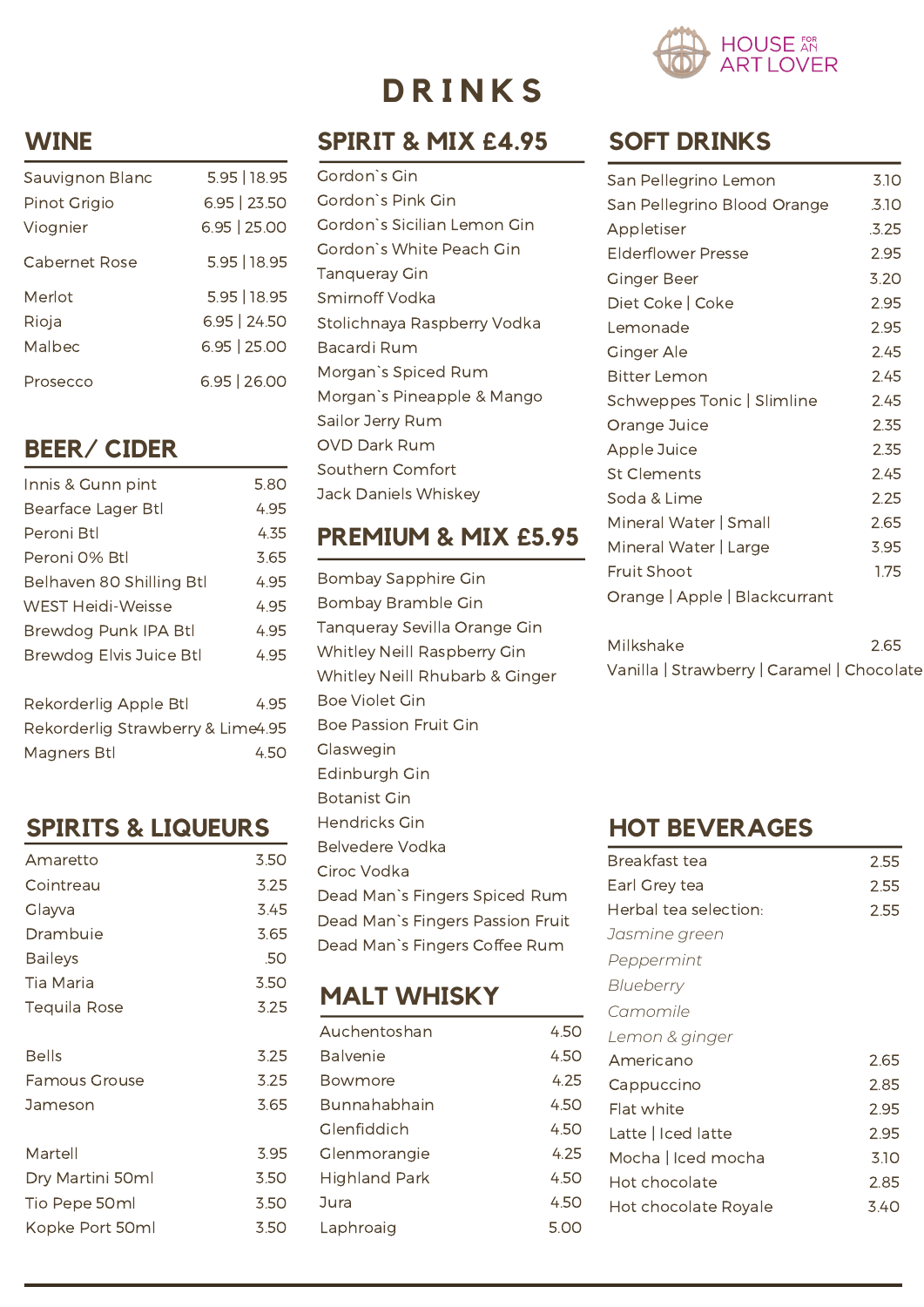HOUSE FOR AN ART LOVER

# DRINKS

## WINE

| | |
|---|---|
| Sauvignon Blanc | 5.95 \| 18.95 |
| Pinot Grigio | 6.95 \| 23.50 |
| Viognier | 6.95 \| 25.00 |
| Cabernet Rose | 5.95 \| 18.95 |
| Merlot | 5.95 \| 18.95 |
| Rioja | 6.95 \| 24.50 |
| Malbec | 6.95 \| 25.00 |
| Prosecco | 6.95 \| 26.00 |

## BEER/ CIDER

| | |
|---|---|
| Innis & Gunn pint | 5.80 |
| Bearface Lager Btl | 4.95 |
| Peroni Btl | 4.35 |
| Peroni 0% Btl | 3.65 |
| Belhaven 80 Shilling Btl | 4.95 |
| WEST Heidi-Weisse | 4.95 |
| Brewdog Punk IPA Btl | 4.95 |
| Brewdog Elvis Juice Btl | 4.95 |
| Rekorderlig Apple Btl | 4.95 |
| Rekorderlig Strawberry & Lime | 4.95 |
| Magners Btl | 4.50 |

## SPIRITS & LIQUEURS

| | |
|---|---|
| Amaretto | 3.50 |
| Cointreau | 3.25 |
| Glayva | 3.45 |
| Drambuie | 3.65 |
| Baileys | .50 |
| Tia Maria | 3.50 |
| Tequila Rose | 3.25 |
| Bells | 3.25 |
| Famous Grouse | 3.25 |
| Jameson | 3.65 |
| Martell | 3.95 |
| Dry Martini 50ml | 3.50 |
| Tio Pepe 50ml | 3.50 |
| Kopke Port 50ml | 3.50 |

## SPIRIT & MIX £4.95

Gordon`s Gin
Gordon`s Pink Gin
Gordon`s Sicilian Lemon Gin
Gordon`s White Peach Gin
Tanqueray Gin
Smirnoff Vodka
Stolichnaya Raspberry Vodka
Bacardi Rum
Morgan`s Spiced Rum
Morgan`s Pineapple & Mango
Sailor Jerry Rum
OVD Dark Rum
Southern Comfort
Jack Daniels Whiskey

## PREMIUM & MIX £5.95

Bombay Sapphire Gin
Bombay Bramble Gin
Tanqueray Sevilla Orange Gin
Whitley Neill Raspberry Gin
Whitley Neill Rhubarb & Ginger
Boe Violet Gin
Boe Passion Fruit Gin
Glaswegin
Edinburgh Gin
Botanist Gin
Hendricks Gin
Belvedere Vodka
Ciroc Vodka
Dead Man`s Fingers Spiced Rum
Dead Man`s Fingers Passion Fruit
Dead Man`s Fingers Coffee Rum

## MALT WHISKY

| | |
|---|---|
| Auchentoshan | 4.50 |
| Balvenie | 4.50 |
| Bowmore | 4.25 |
| Bunnahabhain | 4.50 |
| Glenfiddich | 4.50 |
| Glenmorangie | 4.25 |
| Highland Park | 4.50 |
| Jura | 4.50 |
| Laphroaig | 5.00 |

## SOFT DRINKS

| | |
|---|---|
| San Pellegrino Lemon | 3.10 |
| San Pellegrino Blood Orange | 3.10 |
| Appletiser | 3.25 |
| Elderflower Presse | 2.95 |
| Ginger Beer | 3.20 |
| Diet Coke \| Coke | 2.95 |
| Lemonade | 2.95 |
| Ginger Ale | 2.45 |
| Bitter Lemon | 2.45 |
| Schweppes Tonic \| Slimline | 2.45 |
| Orange Juice | 2.35 |
| Apple Juice | 2.35 |
| St Clements | 2.45 |
| Soda & Lime | 2.25 |
| Mineral Water \| Small | 2.65 |
| Mineral Water \| Large | 3.95 |
| Fruit Shoot | 1.75 |
| Orange \| Apple \| Blackcurrant | |
| Milkshake | 2.65 |
| Vanilla \| Strawberry \| Caramel \| Chocolate | |

## HOT BEVERAGES

| | |
|---|---|
| Breakfast tea | 2.55 |
| Earl Grey tea | 2.55 |
| Herbal tea selection: | 2.55 |
| *Jasmine green* | |
| *Peppermint* | |
| *Blueberry* | |
| *Camomile* | |
| *Lemon & ginger* | |
| Americano | 2.65 |
| Cappuccino | 2.85 |
| Flat white | 2.95 |
| Latte \| Iced latte | 2.95 |
| Mocha \| Iced mocha | 3.10 |
| Hot chocolate | 2.85 |
| Hot chocolate Royale | 3.40 |